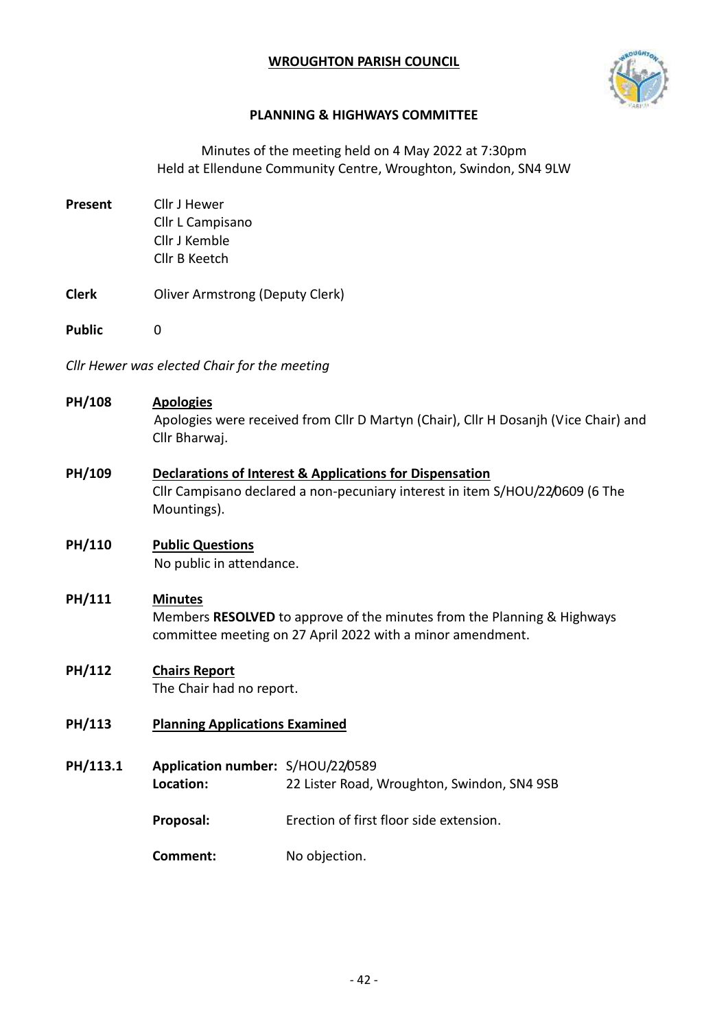# WROUGHTON PARISH COUNCIL

## PLANNING & HIGHWAYS COMMITTEE

Minutes of the meeting held on 4 May 2022 at 7:30pm
Held at Ellendune Community Centre, Wroughton, Swindon, SN4 9LW

**Present** Cllr J Hewer
Cllr L Campisano
Cllr J Kemble
Cllr B Keetch

**Clerk** Oliver Armstrong (Deputy Clerk)

**Public** 0

*Cllr Hewer was elected Chair for the meeting*

**PH/108** **Apologies**
Apologies were received from Cllr D Martyn (Chair), Cllr H Dosanjh (Vice Chair) and Cllr Bharwaj.

**PH/109** **Declarations of Interest & Applications for Dispensation**
Cllr Campisano declared a non-pecuniary interest in item S/HOU/22/0609 (6 The Mountings).

**PH/110** **Public Questions**
No public in attendance.

**PH/111** **Minutes**
Members **RESOLVED** to approve of the minutes from the Planning & Highways committee meeting on 27 April 2022 with a minor amendment.

**PH/112** **Chairs Report**
The Chair had no report.

**PH/113** **Planning Applications Examined**

**PH/113.1** **Application number:** S/HOU/22/0589
**Location:** 22 Lister Road, Wroughton, Swindon, SN4 9SB

**Proposal:** Erection of first floor side extension.

**Comment:** No objection.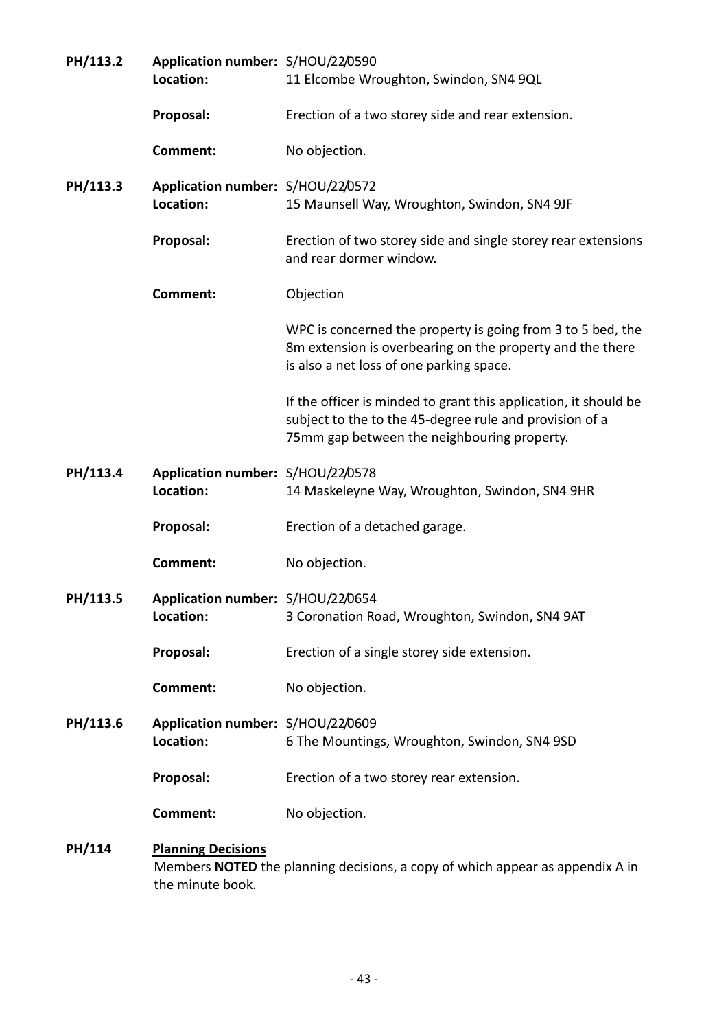**PH/113.2** **Application number:** S/HOU/22/0590
**Location:** 11 Elcombe Wroughton, Swindon, SN4 9QL

**Proposal:** Erection of a two storey side and rear extension.

**Comment:** No objection.

**PH/113.3** **Application number:** S/HOU/22/0572
**Location:** 15 Maunsell Way, Wroughton, Swindon, SN4 9JF

**Proposal:** Erection of two storey side and single storey rear extensions and rear dormer window.

**Comment:** Objection

WPC is concerned the property is going from 3 to 5 bed, the 8m extension is overbearing on the property and the there is also a net loss of one parking space.

If the officer is minded to grant this application, it should be subject to the to the 45-degree rule and provision of a 75mm gap between the neighbouring property.

**PH/113.4** **Application number:** S/HOU/22/0578
**Location:** 14 Maskeleyne Way, Wroughton, Swindon, SN4 9HR

**Proposal:** Erection of a detached garage.

**Comment:** No objection.

**PH/113.5** **Application number:** S/HOU/22/0654
**Location:** 3 Coronation Road, Wroughton, Swindon, SN4 9AT

**Proposal:** Erection of a single storey side extension.

**Comment:** No objection.

**PH/113.6** **Application number:** S/HOU/22/0609
**Location:** 6 The Mountings, Wroughton, Swindon, SN4 9SD

**Proposal:** Erection of a two storey rear extension.

**Comment:** No objection.

**PH/114** **Planning Decisions**

Members **NOTED** the planning decisions, a copy of which appear as appendix A in the minute book.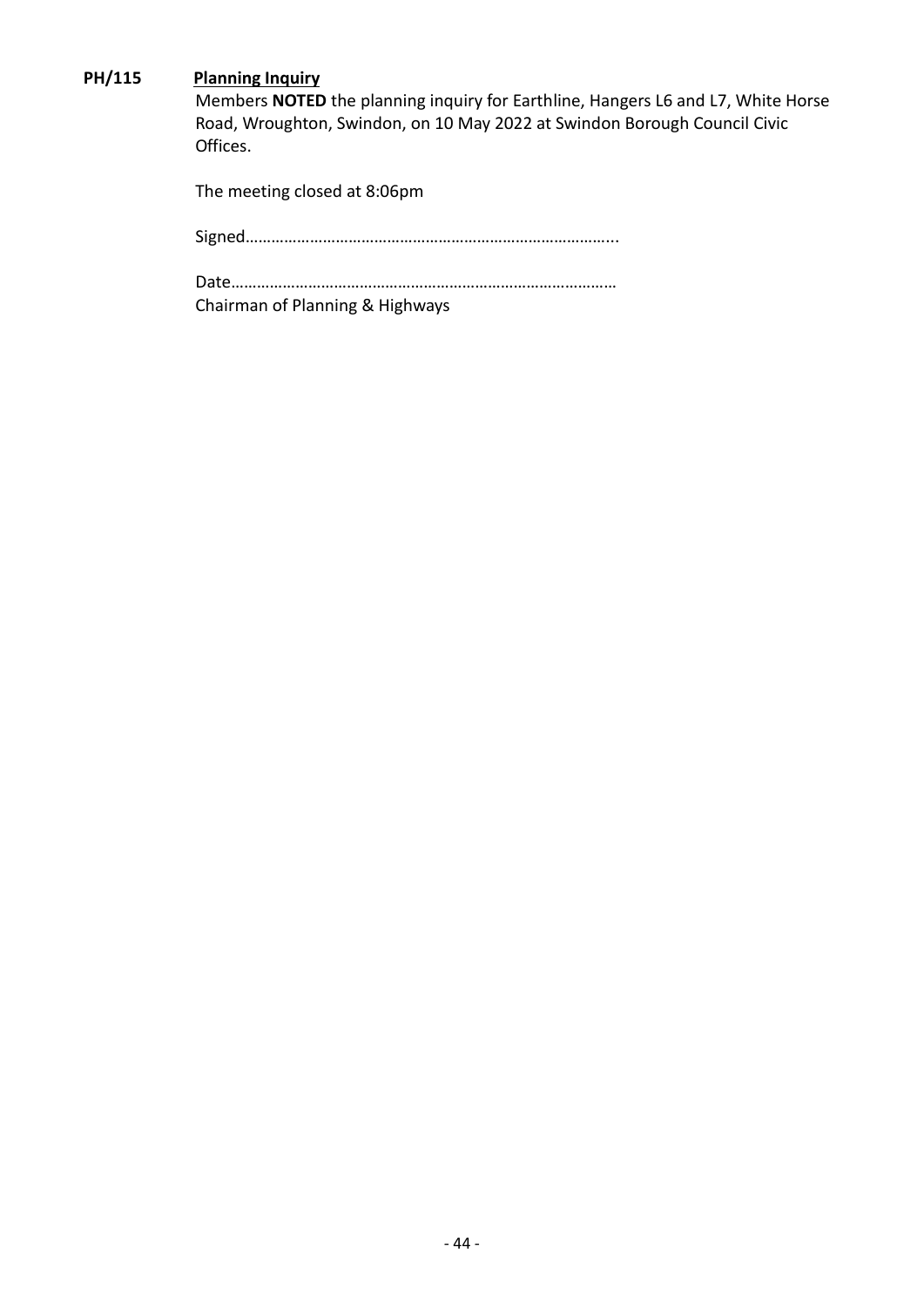**PH/115 Planning Inquiry**

Members **NOTED** the planning inquiry for Earthline, Hangers L6 and L7, White Horse Road, Wroughton, Swindon, on 10 May 2022 at Swindon Borough Council Civic Offices.

The meeting closed at 8:06pm

Signed…………………………………………………………………………...

Date……………………………………………………………………………
Chairman of Planning & Highways